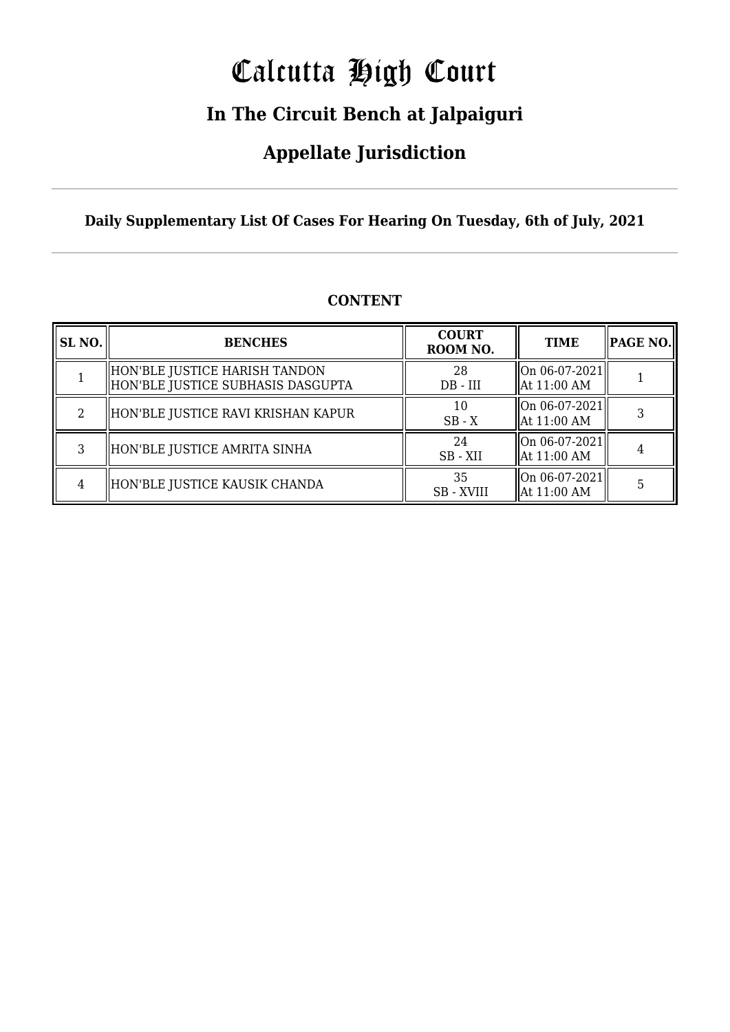# Calcutta High Court

## In The Circuit Bench at Jalpaiguri

## Appellate Jurisdiction

**Daily Supplementary List Of Cases For Hearing On Tuesday, 6th of July, 2021**

### CONTENT

| SL NO. | BENCHES | COURT ROOM NO. | TIME | PAGE NO. |
|---|---|---|---|---|
| 1 | HON'BLE JUSTICE HARISH TANDON<br>HON'BLE JUSTICE SUBHASIS DASGUPTA | 28<br>DB - III | On 06-07-2021<br>At 11:00 AM | 1 |
| 2 | HON'BLE JUSTICE RAVI KRISHAN KAPUR | 10<br>SB - X | On 06-07-2021<br>At 11:00 AM | 3 |
| 3 | HON'BLE JUSTICE AMRITA SINHA | 24<br>SB - XII | On 06-07-2021<br>At 11:00 AM | 4 |
| 4 | HON'BLE JUSTICE KAUSIK CHANDA | 35<br>SB - XVIII | On 06-07-2021<br>At 11:00 AM | 5 |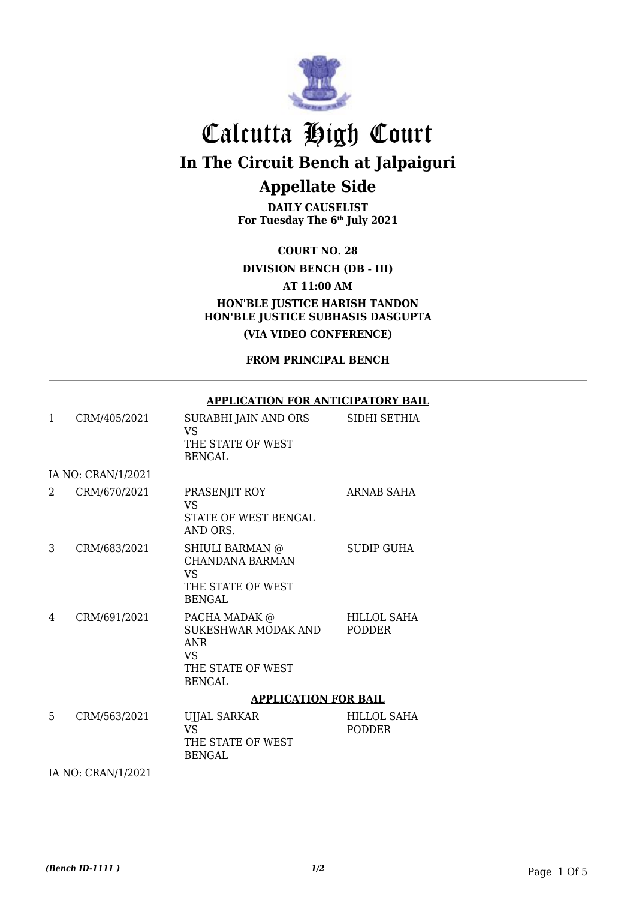# Calcutta High Court

## In The Circuit Bench at Jalpaiguri

## Appellate Side

**DAILY CAUSELIST**
**For Tuesday The 6th July 2021**

**COURT NO. 28**

**DIVISION BENCH (DB - III)**

**AT 11:00 AM**

**HON'BLE JUSTICE HARISH TANDON**
**HON'BLE JUSTICE SUBHASIS DASGUPTA**

**(VIA VIDEO CONFERENCE)**

**FROM PRINCIPAL BENCH**

---

**APPLICATION FOR ANTICIPATORY BAIL**

| | | | |
|---|---|---|---|
| 1 | CRM/405/2021 | SURABHI JAIN AND ORS VS THE STATE OF WEST BENGAL | SIDHI SETHIA |
| | IA NO: CRAN/1/2021 | | |
| 2 | CRM/670/2021 | PRASENJIT ROY VS STATE OF WEST BENGAL AND ORS. | ARNAB SAHA |
| 3 | CRM/683/2021 | SHIULI BARMAN @ CHANDANA BARMAN VS THE STATE OF WEST BENGAL | SUDIP GUHA |
| 4 | CRM/691/2021 | PACHA MADAK @ SUKESHWAR MODAK AND ANR VS THE STATE OF WEST BENGAL | HILLOL SAHA PODDER |

**APPLICATION FOR BAIL**

| | | | |
|---|---|---|---|
| 5 | CRM/563/2021 | UJJAL SARKAR VS THE STATE OF WEST BENGAL | HILLOL SAHA PODDER |
| | IA NO: CRAN/1/2021 | | |

*(Bench ID-1111 )* *1/2*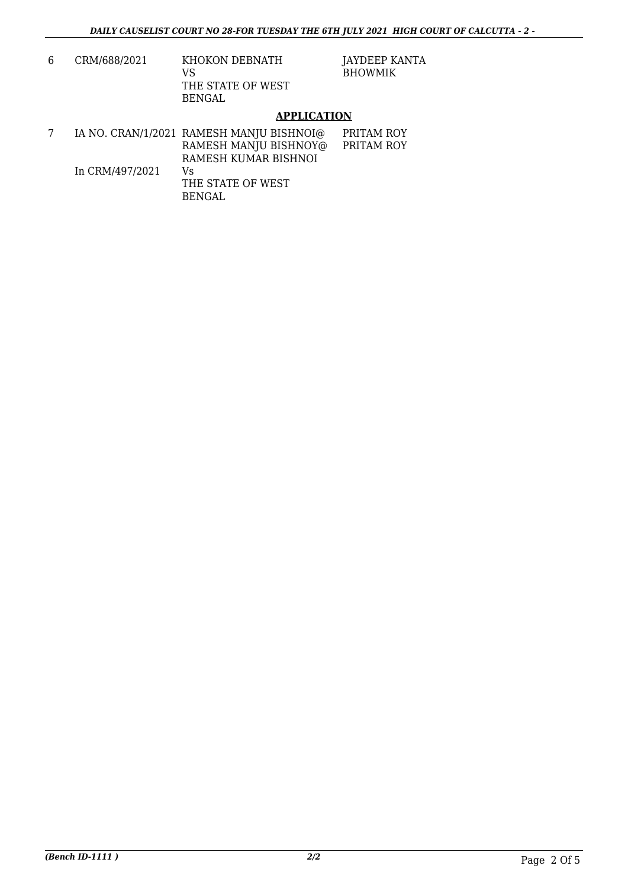| 6 | CRM/688/2021 | KHOKON DEBNATH<br>VS<br>THE STATE OF WEST BENGAL | JAYDEEP KANTA BHOWMIK |
|---|---|---|---|

**APPLICATION**

| 7 | IA NO. CRAN/1/2021<br><br>In CRM/497/2021 | RAMESH MANJU BISHNOI@ RAMESH MANJU BISHNOY@ RAMESH KUMAR BISHNOI<br>Vs<br>THE STATE OF WEST BENGAL | PRITAM ROY<br>PRITAM ROY |
|---|---|---|---|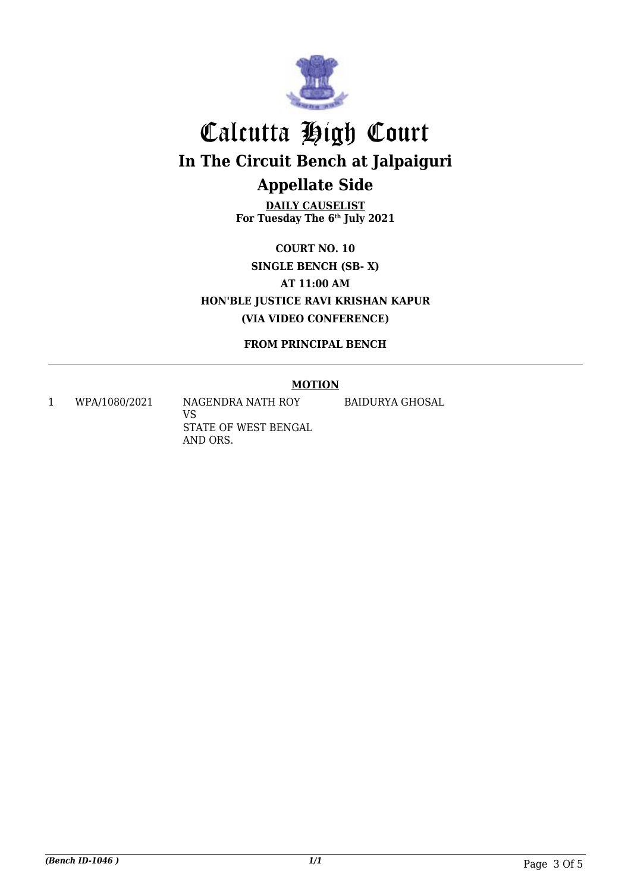# Calcutta High Court

## In The Circuit Bench at Jalpaiguri

## Appellate Side

**DAILY CAUSELIST**
**For Tuesday The 6th July 2021**

**COURT NO. 10**
**SINGLE BENCH (SB- X)**
**AT 11:00 AM**
**HON'BLE JUSTICE RAVI KRISHAN KAPUR**
**(VIA VIDEO CONFERENCE)**

**FROM PRINCIPAL BENCH**

**MOTION**

| | | | |
|---|---|---|---|
| 1 | WPA/1080/2021 | NAGENDRA NATH ROY VS STATE OF WEST BENGAL AND ORS. | BAIDURYA GHOSAL |

*(Bench ID-1046 )*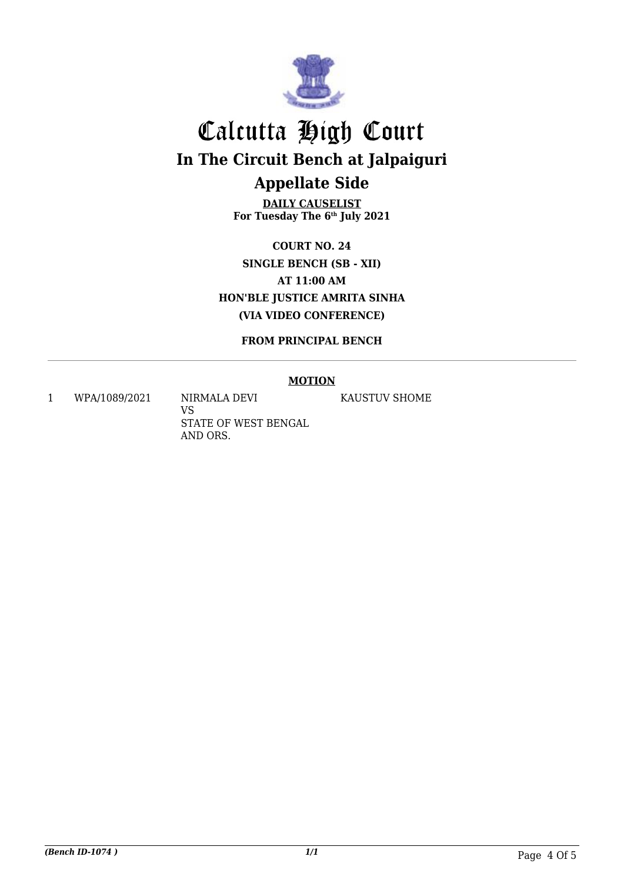# Calcutta High Court

## In The Circuit Bench at Jalpaiguri

## Appellate Side

**DAILY CAUSELIST**
**For Tuesday The 6th July 2021**

**COURT NO. 24**
**SINGLE BENCH (SB - XII)**
**AT 11:00 AM**
**HON'BLE JUSTICE AMRITA SINHA**
**(VIA VIDEO CONFERENCE)**

**FROM PRINCIPAL BENCH**

**MOTION**

| | | | |
|---|---|---|---|
| 1 | WPA/1089/2021 | NIRMALA DEVI<br>VS<br>STATE OF WEST BENGAL AND ORS. | KAUSTUV SHOME |

*(Bench ID-1074 )*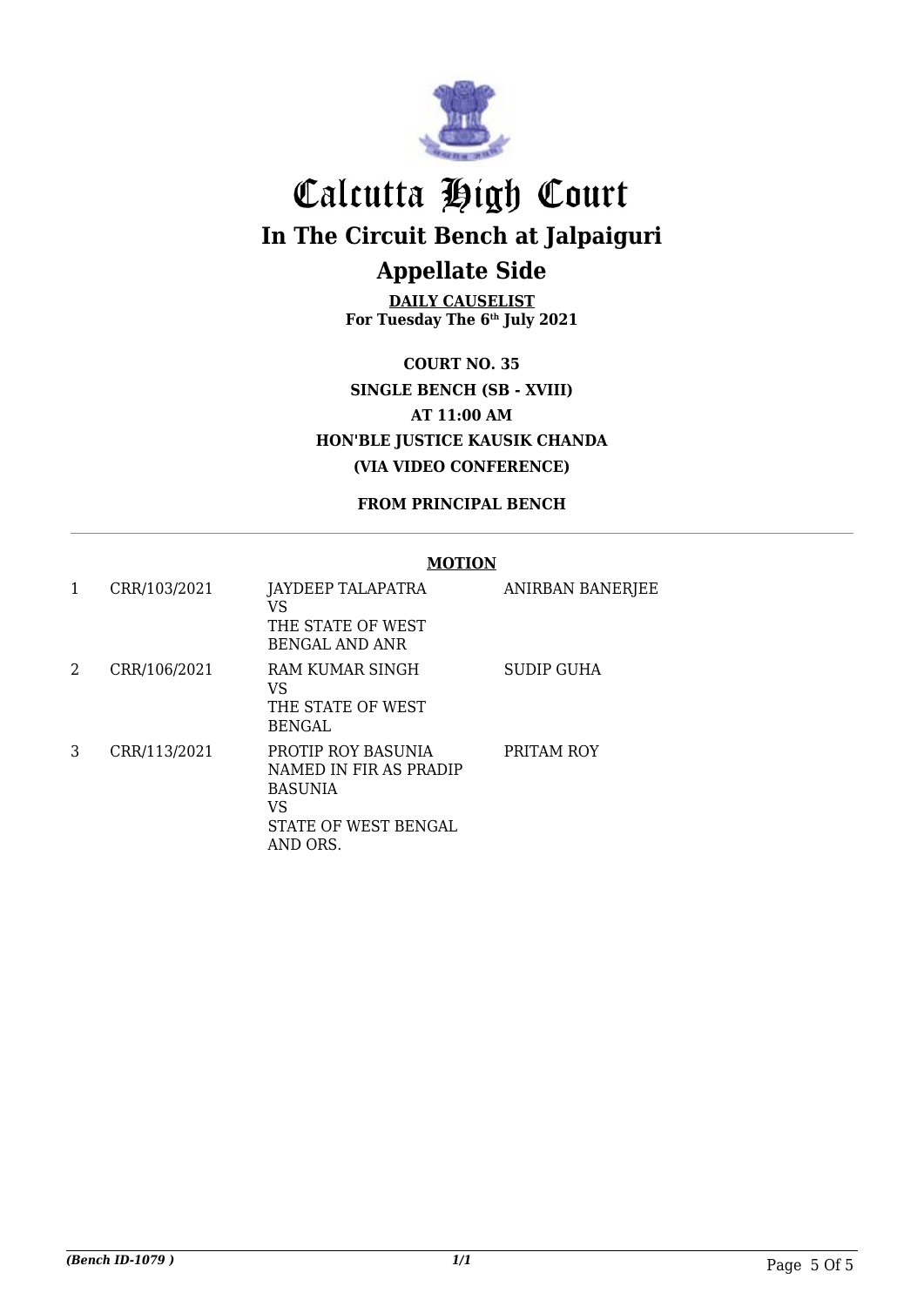# Calcutta High Court

## In The Circuit Bench at Jalpaiguri

## Appellate Side

**DAILY CAUSELIST**
**For Tuesday The 6th July 2021**

**COURT NO. 35**
**SINGLE BENCH (SB - XVIII)**
**AT 11:00 AM**
**HON'BLE JUSTICE KAUSIK CHANDA**
**(VIA VIDEO CONFERENCE)**

**FROM PRINCIPAL BENCH**

**MOTION**

| | | | |
|---|---|---|---|
| 1 | CRR/103/2021 | JAYDEEP TALAPATRA VS THE STATE OF WEST BENGAL AND ANR | ANIRBAN BANERJEE |
| 2 | CRR/106/2021 | RAM KUMAR SINGH VS THE STATE OF WEST BENGAL | SUDIP GUHA |
| 3 | CRR/113/2021 | PROTIP ROY BASUNIA NAMED IN FIR AS PRADIP BASUNIA VS STATE OF WEST BENGAL AND ORS. | PRITAM ROY |

*(Bench ID-1079 )*